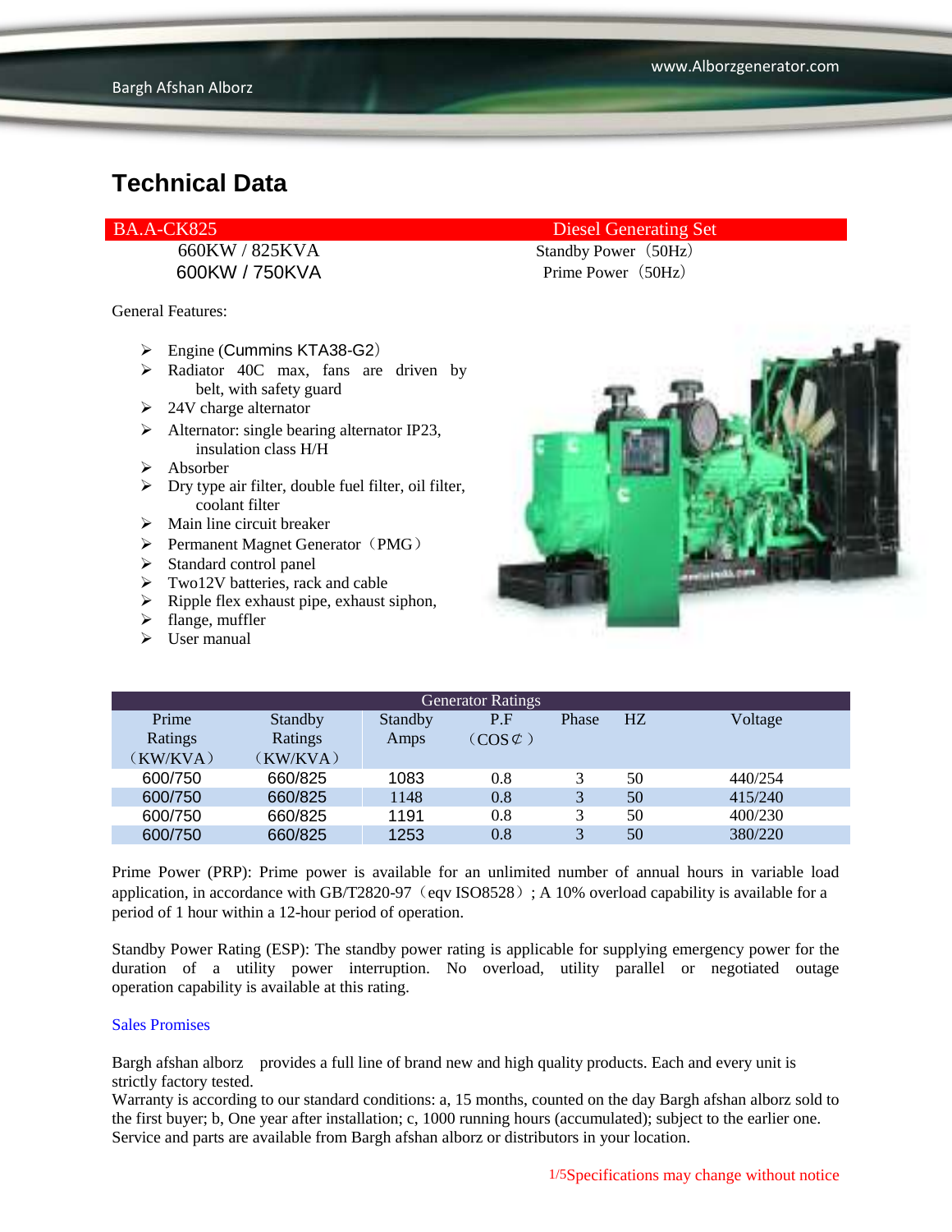# Technical Data

| BA.A-CK825 | Diesel Generating Set |
|---|---|
| 660KW / 825KVA | Standby Power（50Hz） |
| 600KW / 750KVA | Prime Power（50Hz） |

General Features:

- Engine (Cummins KTA38-G2)
- Radiator 40C max, fans are driven by belt, with safety guard
- 24V charge alternator
- Alternator: single bearing alternator IP23, insulation class H/H
- Absorber
- Dry type air filter, double fuel filter, oil filter, coolant filter
- Main line circuit breaker
- Permanent Magnet Generator（PMG）
- Standard control panel
- Two12V batteries, rack and cable
- Ripple flex exhaust pipe, exhaust siphon,
- flange, muffler
- User manual

| Generator Ratings | | | | | | |
|---|---|---|---|---|---|---|
| Prime Ratings（KW/KVA） | Standby Ratings（KW/KVA） | Standby Amps | P.F（COS⊄） | Phase | HZ | Voltage |
| 600/750 | 660/825 | 1083 | 0.8 | 3 | 50 | 440/254 |
| 600/750 | 660/825 | 1148 | 0.8 | 3 | 50 | 415/240 |
| 600/750 | 660/825 | 1191 | 0.8 | 3 | 50 | 400/230 |
| 600/750 | 660/825 | 1253 | 0.8 | 3 | 50 | 380/220 |

Prime Power (PRP): Prime power is available for an unlimited number of annual hours in variable load application, in accordance with GB/T2820-97（eqv ISO8528）; A 10% overload capability is available for a period of 1 hour within a 12-hour period of operation.

Standby Power Rating (ESP): The standby power rating is applicable for supplying emergency power for the duration of a utility power interruption. No overload, utility parallel or negotiated outage operation capability is available at this rating.

Sales Promises

Bargh afshan alborz provides a full line of brand new and high quality products. Each and every unit is strictly factory tested.
Warranty is according to our standard conditions: a, 15 months, counted on the day Bargh afshan alborz sold to the first buyer; b, One year after installation; c, 1000 running hours (accumulated); subject to the earlier one. Service and parts are available from Bargh afshan alborz or distributors in your location.

Specifications may change without notice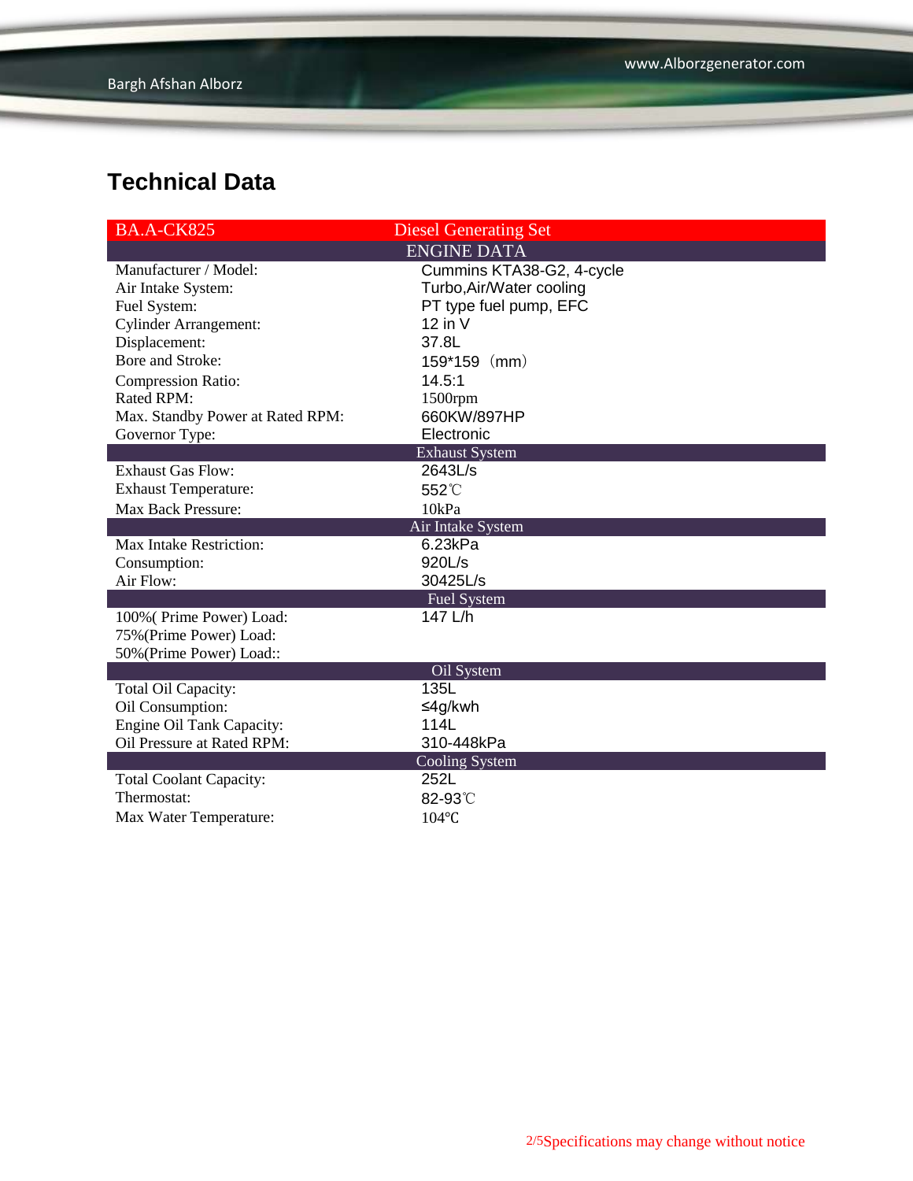## Technical Data

| BA.A-CK825 | Diesel Generating Set |
|---|---|
| **ENGINE DATA** | |
| Manufacturer / Model: | Cummins KTA38-G2, 4-cycle |
| Air Intake System: | Turbo,Air/Water cooling |
| Fuel System: | PT type fuel pump, EFC |
| Cylinder Arrangement: | 12 in V |
| Displacement: | 37.8L |
| Bore and Stroke: | 159*159（mm） |
| Compression Ratio: | 14.5:1 |
| Rated RPM: | 1500rpm |
| Max. Standby Power at Rated RPM: | 660KW/897HP |
| Governor Type: | Electronic |
| **Exhaust System** | |
| Exhaust Gas Flow: | 2643L/s |
| Exhaust Temperature: | 552℃ |
| Max Back Pressure: | 10kPa |
| **Air Intake System** | |
| Max Intake Restriction: | 6.23kPa |
| Consumption: | 920L/s |
| Air Flow: | 30425L/s |
| **Fuel System** | |
| 100%( Prime Power) Load: | 147 L/h |
| 75%(Prime Power) Load: | |
| 50%(Prime Power) Load:: | |
| **Oil System** | |
| Total Oil Capacity: | 135L |
| Oil Consumption: | ≤4g/kwh |
| Engine Oil Tank Capacity: | 114L |
| Oil Pressure at Rated RPM: | 310-448kPa |
| **Cooling System** | |
| Total Coolant Capacity: | 252L |
| Thermostat: | 82-93℃ |
| Max Water Temperature: | 104℃ |

Specifications may change without notice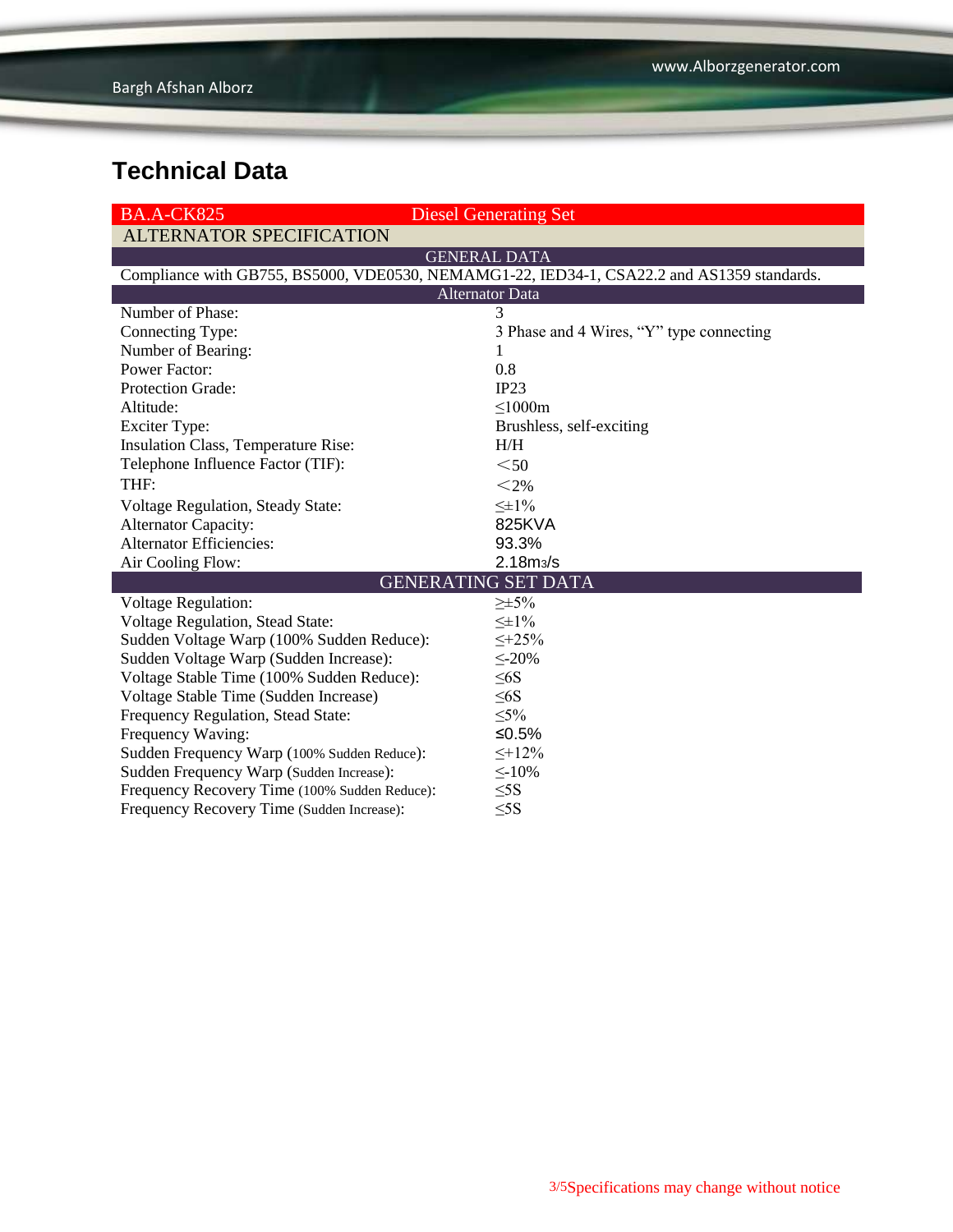## Technical Data

| BA.A-CK825 | Diesel Generating Set |
|---|---|
| **ALTERNATOR SPECIFICATION** | |
| **GENERAL DATA** | |
| Compliance with GB755, BS5000, VDE0530, NEMAMG1-22, IED34-1, CSA22.2 and AS1359 standards. | |
| **Alternator Data** | |
| Number of Phase: | 3 |
| Connecting Type: | 3 Phase and 4 Wires, “Y” type connecting |
| Number of Bearing: | 1 |
| Power Factor: | 0.8 |
| Protection Grade: | IP23 |
| Altitude: | ≤1000m |
| Exciter Type: | Brushless, self-exciting |
| Insulation Class, Temperature Rise: | H/H |
| Telephone Influence Factor (TIF): | ＜50 |
| THF: | ＜2% |
| Voltage Regulation, Steady State: | ≤±1% |
| Alternator Capacity: | 825KVA |
| Alternator Efficiencies: | 93.3% |
| Air Cooling Flow: | 2.18$m^3$/s |
| **GENERATING SET DATA** | |
| Voltage Regulation: | ≥±5% |
| Voltage Regulation, Stead State: | ≤±1% |
| Sudden Voltage Warp (100% Sudden Reduce): | ≤+25% |
| Sudden Voltage Warp (Sudden Increase): | ≤-20% |
| Voltage Stable Time (100% Sudden Reduce): | ≤6S |
| Voltage Stable Time (Sudden Increase) | ≤6S |
| Frequency Regulation, Stead State: | ≤5% |
| Frequency Waving: | ≤0.5% |
| Sudden Frequency Warp (100% Sudden Reduce): | ≤+12% |
| Sudden Frequency Warp (Sudden Increase): | ≤-10% |
| Frequency Recovery Time (100% Sudden Reduce): | ≤5S |
| Frequency Recovery Time (Sudden Increase): | ≤5S |

Specifications may change without notice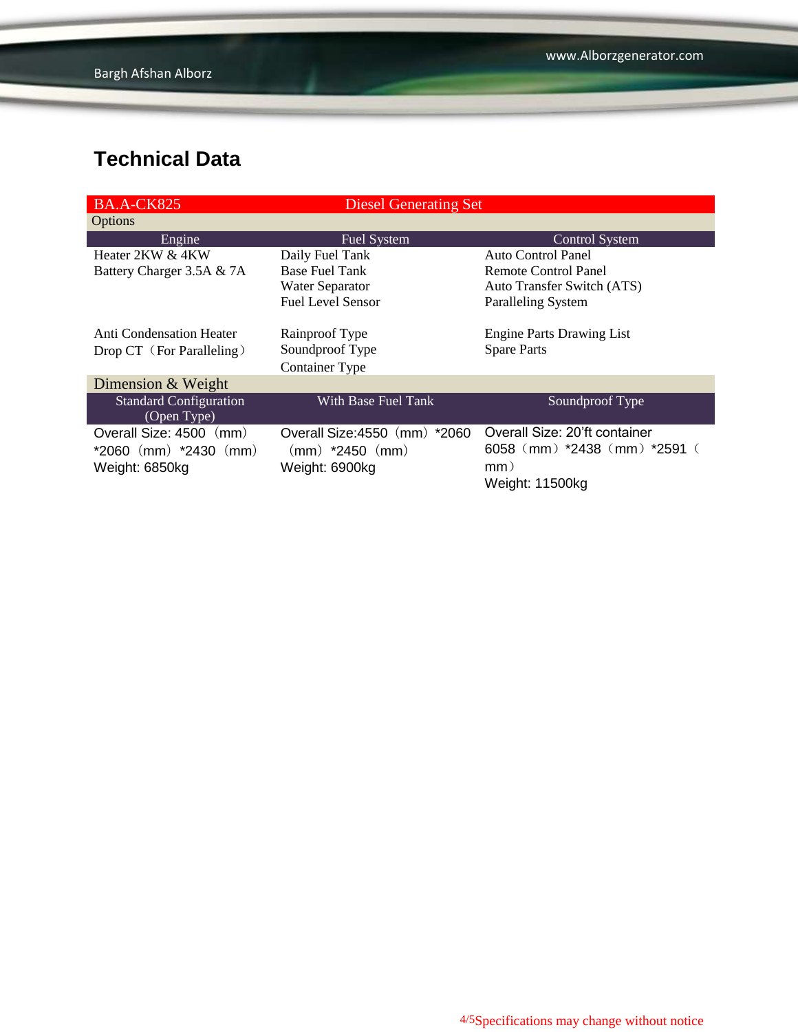## Technical Data

| BA.A-CK825 | Diesel Generating Set | |
|---|---|---|
| **Options** | | |
| **Engine** | **Fuel System** | **Control System** |
| Heater 2KW & 4KW<br>Battery Charger 3.5A & 7A | Daily Fuel Tank<br>Base Fuel Tank<br>Water Separator<br>Fuel Level Sensor | Auto Control Panel<br>Remote Control Panel<br>Auto Transfer Switch (ATS)<br>Paralleling System |
| Anti Condensation Heater<br>Drop CT（For Paralleling） | Rainproof Type<br>Soundproof Type<br>Container Type | Engine Parts Drawing List<br>Spare Parts |
| **Dimension & Weight** | | |
| **Standard Configuration (Open Type)** | **With Base Fuel Tank** | **Soundproof Type** |
| Overall Size: 4500（mm）*2060（mm）*2430（mm）<br>Weight: 6850kg | Overall Size:4550（mm）*2060（mm）*2450（mm）<br>Weight: 6900kg | Overall Size: 20'ft container 6058（mm）*2438（mm）*2591（mm）<br>Weight: 11500kg |

Specifications may change without notice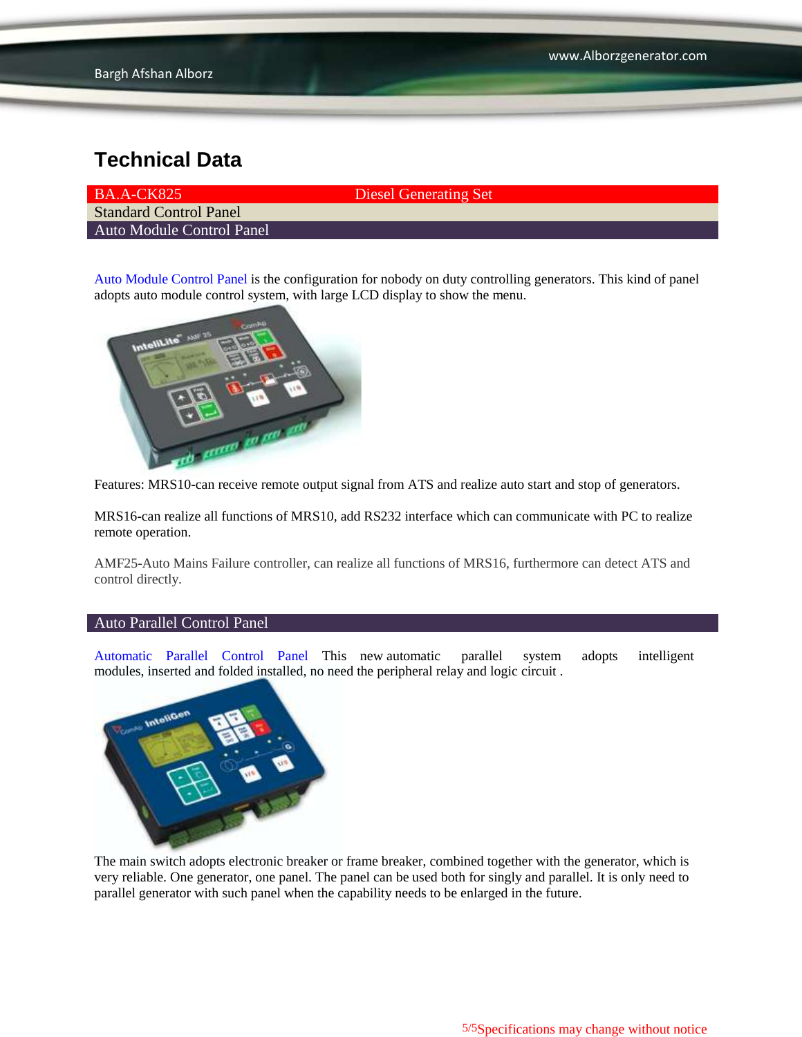## Technical Data

| | |
|---|---|
| BA.A-CK825 | Diesel Generating Set |
| Standard Control Panel | |
| Auto Module Control Panel | |

Auto Module Control Panel is the configuration for nobody on duty controlling generators. This kind of panel adopts auto module control system, with large LCD display to show the menu.

Features: MRS10-can receive remote output signal from ATS and realize auto start and stop of generators.

MRS16-can realize all functions of MRS10, add RS232 interface which can communicate with PC to realize remote operation.

AMF25-Auto Mains Failure controller, can realize all functions of MRS16, furthermore can detect ATS and control directly.

### Auto Parallel Control Panel

Automatic Parallel Control Panel This new automatic parallel system adopts intelligent modules, inserted and folded installed, no need the peripheral relay and logic circuit .

The main switch adopts electronic breaker or frame breaker, combined together with the generator, which is very reliable. One generator, one panel. The panel can be used both for singly and parallel. It is only need to parallel generator with such panel when the capability needs to be enlarged in the future.

Specifications may change without notice